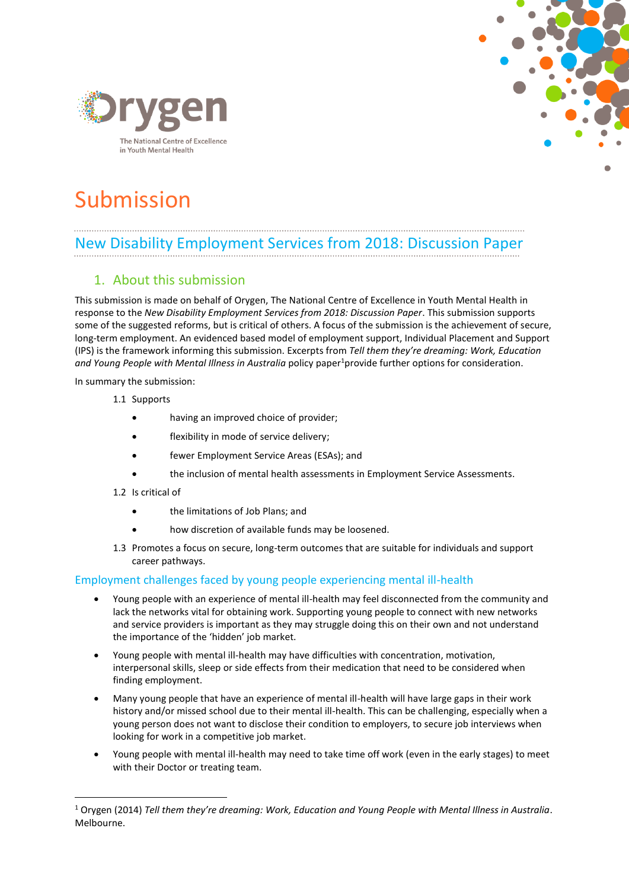Orygen

The National Centre of Excellence in Youth Mental Health

# Submission

## New Disability Employment Services from 2018: Discussion Paper

### 1. About this submission

This submission is made on behalf of Orygen, The National Centre of Excellence in Youth Mental Health in response to the *New Disability Employment Services from 2018: Discussion Paper*. This submission supports some of the suggested reforms, but is critical of others. A focus of the submission is the achievement of secure, long-term employment. An evidenced based model of employment support, Individual Placement and Support (IPS) is the framework informing this submission. Excerpts from *Tell them they're dreaming: Work, Education and Young People with Mental Illness in Australia* policy paper[1]provide further options for consideration.

In summary the submission:

1.1 Supports

- having an improved choice of provider;
- flexibility in mode of service delivery;
- fewer Employment Service Areas (ESAs); and
- the inclusion of mental health assessments in Employment Service Assessments.

1.2 Is critical of

- the limitations of Job Plans; and
- how discretion of available funds may be loosened.

1.3 Promotes a focus on secure, long-term outcomes that are suitable for individuals and support career pathways.

### Employment challenges faced by young people experiencing mental ill-health

- Young people with an experience of mental ill-health may feel disconnected from the community and lack the networks vital for obtaining work. Supporting young people to connect with new networks and service providers is important as they may struggle doing this on their own and not understand the importance of the 'hidden' job market.
- Young people with mental ill-health may have difficulties with concentration, motivation, interpersonal skills, sleep or side effects from their medication that need to be considered when finding employment.
- Many young people that have an experience of mental ill-health will have large gaps in their work history and/or missed school due to their mental ill-health. This can be challenging, especially when a young person does not want to disclose their condition to employers, to secure job interviews when looking for work in a competitive job market.
- Young people with mental ill-health may need to take time off work (even in the early stages) to meet with their Doctor or treating team.

[1] Orygen (2014) *Tell them they're dreaming: Work, Education and Young People with Mental Illness in Australia*. Melbourne.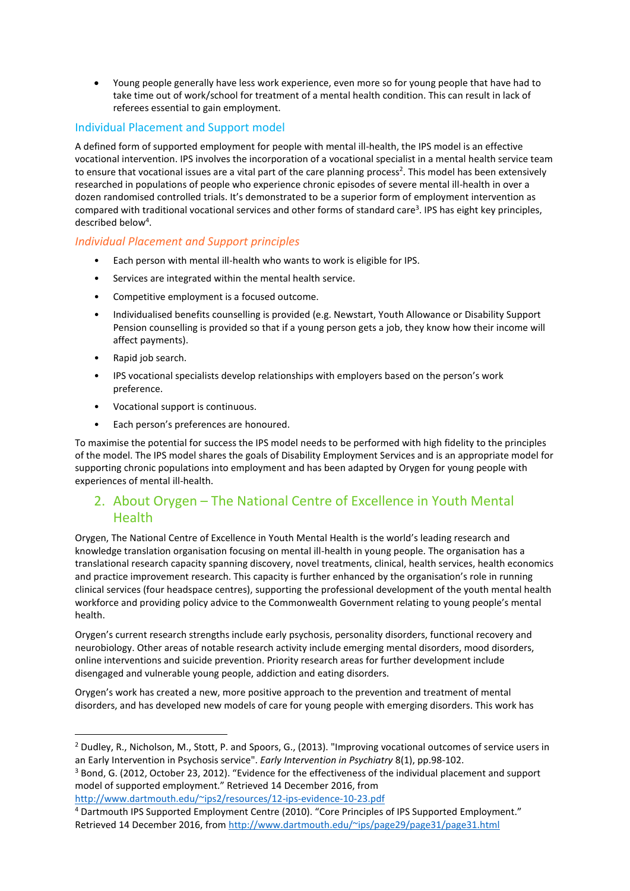- Young people generally have less work experience, even more so for young people that have had to take time out of work/school for treatment of a mental health condition. This can result in lack of referees essential to gain employment.

### Individual Placement and Support model

A defined form of supported employment for people with mental ill-health, the IPS model is an effective vocational intervention. IPS involves the incorporation of a vocational specialist in a mental health service team to ensure that vocational issues are a vital part of the care planning process[2]. This model has been extensively researched in populations of people who experience chronic episodes of severe mental ill-health in over a dozen randomised controlled trials. It's demonstrated to be a superior form of employment intervention as compared with traditional vocational services and other forms of standard care[3]. IPS has eight key principles, described below[4].

#### *Individual Placement and Support principles*

- Each person with mental ill-health who wants to work is eligible for IPS.
- Services are integrated within the mental health service.
- Competitive employment is a focused outcome.
- Individualised benefits counselling is provided (e.g. Newstart, Youth Allowance or Disability Support Pension counselling is provided so that if a young person gets a job, they know how their income will affect payments).
- Rapid job search.
- IPS vocational specialists develop relationships with employers based on the person's work preference.
- Vocational support is continuous.
- Each person's preferences are honoured.

To maximise the potential for success the IPS model needs to be performed with high fidelity to the principles of the model. The IPS model shares the goals of Disability Employment Services and is an appropriate model for supporting chronic populations into employment and has been adapted by Orygen for young people with experiences of mental ill-health.

## 2. About Orygen – The National Centre of Excellence in Youth Mental Health

Orygen, The National Centre of Excellence in Youth Mental Health is the world's leading research and knowledge translation organisation focusing on mental ill-health in young people. The organisation has a translational research capacity spanning discovery, novel treatments, clinical, health services, health economics and practice improvement research. This capacity is further enhanced by the organisation's role in running clinical services (four headspace centres), supporting the professional development of the youth mental health workforce and providing policy advice to the Commonwealth Government relating to young people's mental health.

Orygen's current research strengths include early psychosis, personality disorders, functional recovery and neurobiology. Other areas of notable research activity include emerging mental disorders, mood disorders, online interventions and suicide prevention. Priority research areas for further development include disengaged and vulnerable young people, addiction and eating disorders.

Orygen's work has created a new, more positive approach to the prevention and treatment of mental disorders, and has developed new models of care for young people with emerging disorders. This work has

---

[2] Dudley, R., Nicholson, M., Stott, P. and Spoors, G., (2013). "Improving vocational outcomes of service users in an Early Intervention in Psychosis service". *Early Intervention in Psychiatry* 8(1), pp.98-102.

[3] Bond, G. (2012, October 23, 2012). "Evidence for the effectiveness of the individual placement and support model of supported employment." Retrieved 14 December 2016, from http://www.dartmouth.edu/~ips2/resources/12-ips-evidence-10-23.pdf

[4] Dartmouth IPS Supported Employment Centre (2010). "Core Principles of IPS Supported Employment." Retrieved 14 December 2016, from http://www.dartmouth.edu/~ips/page29/page31/page31.html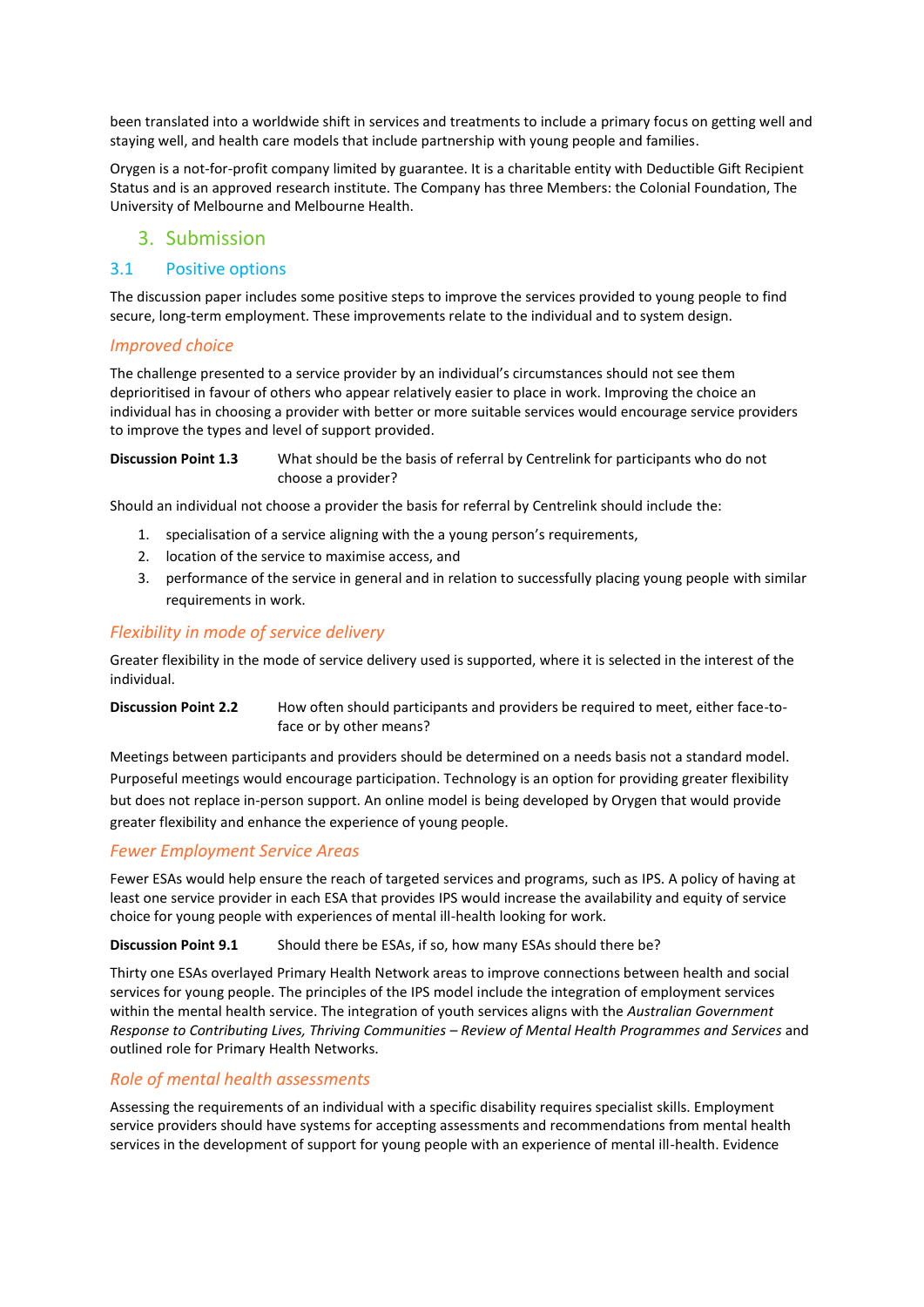been translated into a worldwide shift in services and treatments to include a primary focus on getting well and staying well, and health care models that include partnership with young people and families.

Orygen is a not-for-profit company limited by guarantee. It is a charitable entity with Deductible Gift Recipient Status and is an approved research institute. The Company has three Members: the Colonial Foundation, The University of Melbourne and Melbourne Health.

# 3. Submission

## 3.1 Positive options

The discussion paper includes some positive steps to improve the services provided to young people to find secure, long-term employment. These improvements relate to the individual and to system design.

### *Improved choice*

The challenge presented to a service provider by an individual's circumstances should not see them deprioritised in favour of others who appear relatively easier to place in work. Improving the choice an individual has in choosing a provider with better or more suitable services would encourage service providers to improve the types and level of support provided.

**Discussion Point 1.3** What should be the basis of referral by Centrelink for participants who do not choose a provider?

Should an individual not choose a provider the basis for referral by Centrelink should include the:

1. specialisation of a service aligning with the a young person's requirements,
2. location of the service to maximise access, and
3. performance of the service in general and in relation to successfully placing young people with similar requirements in work.

### *Flexibility in mode of service delivery*

Greater flexibility in the mode of service delivery used is supported, where it is selected in the interest of the individual.

**Discussion Point 2.2** How often should participants and providers be required to meet, either face-to-face or by other means?

Meetings between participants and providers should be determined on a needs basis not a standard model. Purposeful meetings would encourage participation. Technology is an option for providing greater flexibility but does not replace in-person support. An online model is being developed by Orygen that would provide greater flexibility and enhance the experience of young people.

### *Fewer Employment Service Areas*

Fewer ESAs would help ensure the reach of targeted services and programs, such as IPS. A policy of having at least one service provider in each ESA that provides IPS would increase the availability and equity of service choice for young people with experiences of mental ill-health looking for work.

**Discussion Point 9.1** Should there be ESAs, if so, how many ESAs should there be?

Thirty one ESAs overlayed Primary Health Network areas to improve connections between health and social services for young people. The principles of the IPS model include the integration of employment services within the mental health service. The integration of youth services aligns with the *Australian Government Response to Contributing Lives, Thriving Communities – Review of Mental Health Programmes and Services* and outlined role for Primary Health Networks.

### *Role of mental health assessments*

Assessing the requirements of an individual with a specific disability requires specialist skills. Employment service providers should have systems for accepting assessments and recommendations from mental health services in the development of support for young people with an experience of mental ill-health. Evidence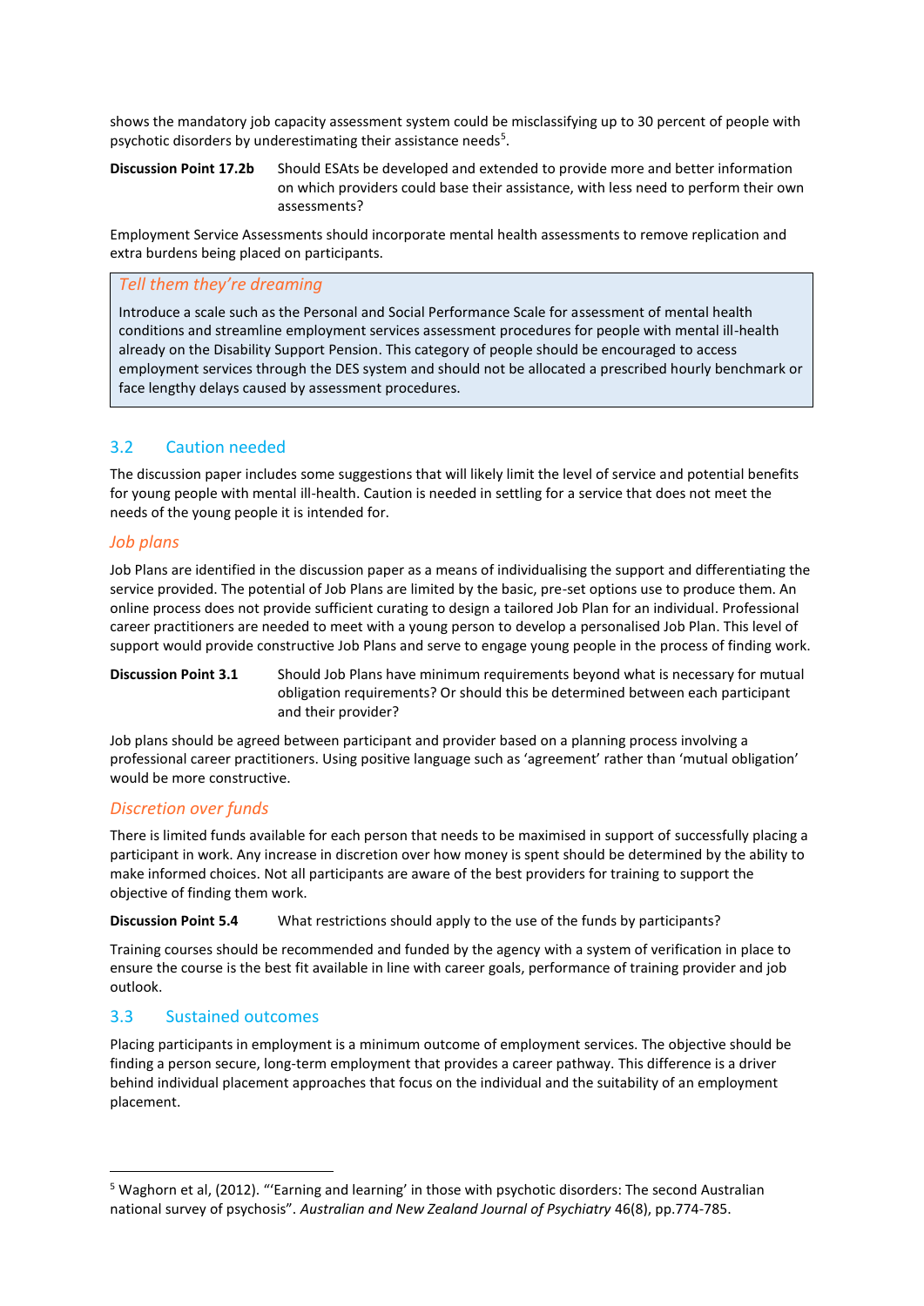shows the mandatory job capacity assessment system could be misclassifying up to 30 percent of people with psychotic disorders by underestimating their assistance needs[5].

**Discussion Point 17.2b** Should ESAts be developed and extended to provide more and better information on which providers could base their assistance, with less need to perform their own assessments?

Employment Service Assessments should incorporate mental health assessments to remove replication and extra burdens being placed on participants.

> *Tell them they're dreaming*
>
> Introduce a scale such as the Personal and Social Performance Scale for assessment of mental health conditions and streamline employment services assessment procedures for people with mental ill-health already on the Disability Support Pension. This category of people should be encouraged to access employment services through the DES system and should not be allocated a prescribed hourly benchmark or face lengthy delays caused by assessment procedures.

## 3.2 Caution needed

The discussion paper includes some suggestions that will likely limit the level of service and potential benefits for young people with mental ill-health. Caution is needed in settling for a service that does not meet the needs of the young people it is intended for.

### *Job plans*

Job Plans are identified in the discussion paper as a means of individualising the support and differentiating the service provided. The potential of Job Plans are limited by the basic, pre-set options use to produce them. An online process does not provide sufficient curating to design a tailored Job Plan for an individual. Professional career practitioners are needed to meet with a young person to develop a personalised Job Plan. This level of support would provide constructive Job Plans and serve to engage young people in the process of finding work.

**Discussion Point 3.1** Should Job Plans have minimum requirements beyond what is necessary for mutual obligation requirements? Or should this be determined between each participant and their provider?

Job plans should be agreed between participant and provider based on a planning process involving a professional career practitioners. Using positive language such as 'agreement' rather than 'mutual obligation' would be more constructive.

### *Discretion over funds*

There is limited funds available for each person that needs to be maximised in support of successfully placing a participant in work. Any increase in discretion over how money is spent should be determined by the ability to make informed choices. Not all participants are aware of the best providers for training to support the objective of finding them work.

**Discussion Point 5.4** What restrictions should apply to the use of the funds by participants?

Training courses should be recommended and funded by the agency with a system of verification in place to ensure the course is the best fit available in line with career goals, performance of training provider and job outlook.

## 3.3 Sustained outcomes

Placing participants in employment is a minimum outcome of employment services. The objective should be finding a person secure, long-term employment that provides a career pathway. This difference is a driver behind individual placement approaches that focus on the individual and the suitability of an employment placement.

---

[5] Waghorn et al, (2012). "'Earning and learning' in those with psychotic disorders: The second Australian national survey of psychosis". *Australian and New Zealand Journal of Psychiatry* 46(8), pp.774-785.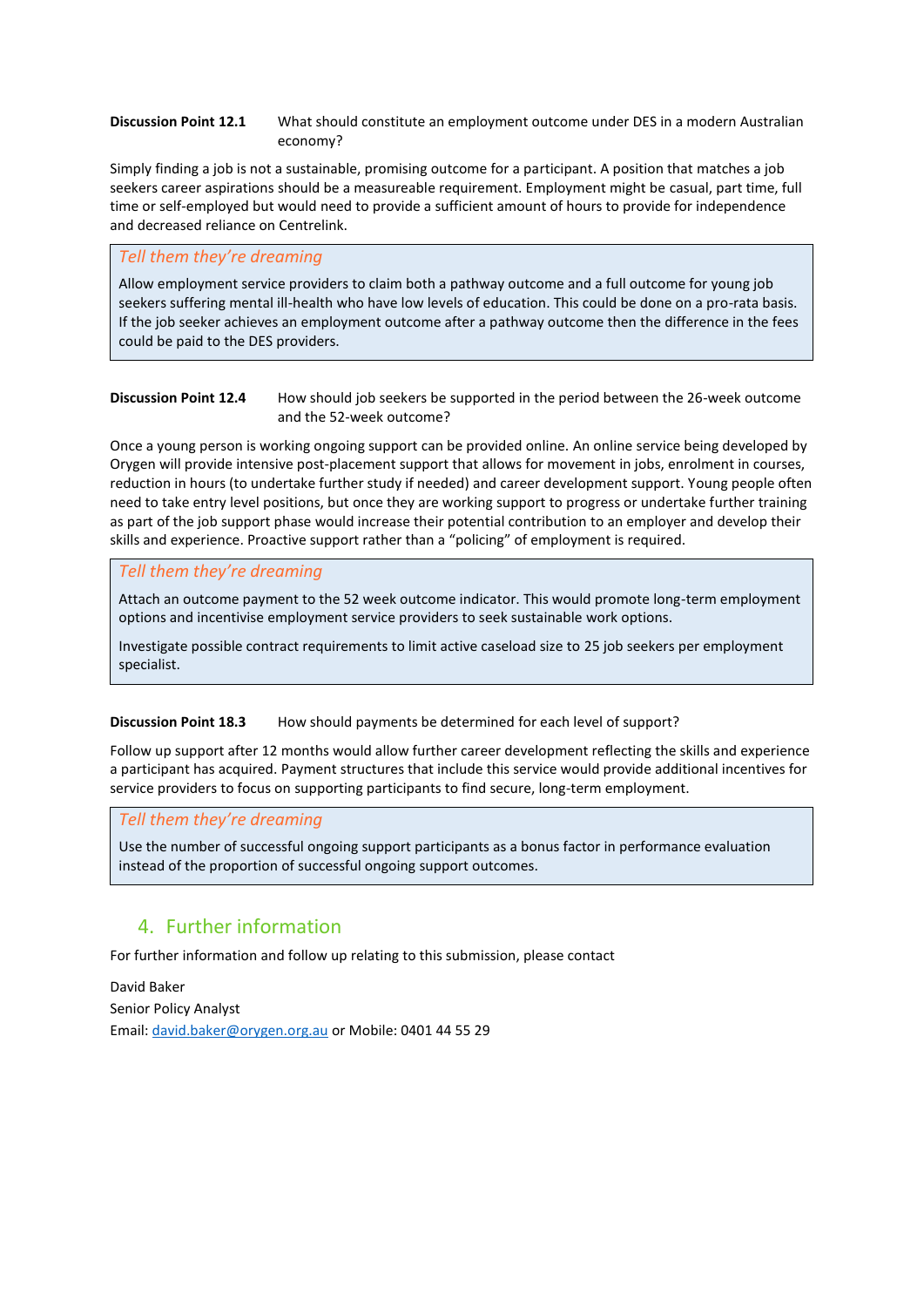**Discussion Point 12.1** What should constitute an employment outcome under DES in a modern Australian economy?

Simply finding a job is not a sustainable, promising outcome for a participant. A position that matches a job seekers career aspirations should be a measureable requirement. Employment might be casual, part time, full time or self-employed but would need to provide a sufficient amount of hours to provide for independence and decreased reliance on Centrelink.

> *Tell them they're dreaming*
>
> Allow employment service providers to claim both a pathway outcome and a full outcome for young job seekers suffering mental ill-health who have low levels of education. This could be done on a pro-rata basis. If the job seeker achieves an employment outcome after a pathway outcome then the difference in the fees could be paid to the DES providers.

**Discussion Point 12.4** How should job seekers be supported in the period between the 26-week outcome and the 52-week outcome?

Once a young person is working ongoing support can be provided online. An online service being developed by Orygen will provide intensive post-placement support that allows for movement in jobs, enrolment in courses, reduction in hours (to undertake further study if needed) and career development support. Young people often need to take entry level positions, but once they are working support to progress or undertake further training as part of the job support phase would increase their potential contribution to an employer and develop their skills and experience. Proactive support rather than a "policing" of employment is required.

> *Tell them they're dreaming*
>
> Attach an outcome payment to the 52 week outcome indicator. This would promote long-term employment options and incentivise employment service providers to seek sustainable work options.
>
> Investigate possible contract requirements to limit active caseload size to 25 job seekers per employment specialist.

**Discussion Point 18.3** How should payments be determined for each level of support?

Follow up support after 12 months would allow further career development reflecting the skills and experience a participant has acquired. Payment structures that include this service would provide additional incentives for service providers to focus on supporting participants to find secure, long-term employment.

> *Tell them they're dreaming*
>
> Use the number of successful ongoing support participants as a bonus factor in performance evaluation instead of the proportion of successful ongoing support outcomes.

## 4. Further information

For further information and follow up relating to this submission, please contact

David Baker
Senior Policy Analyst
Email: david.baker@orygen.org.au or Mobile: 0401 44 55 29